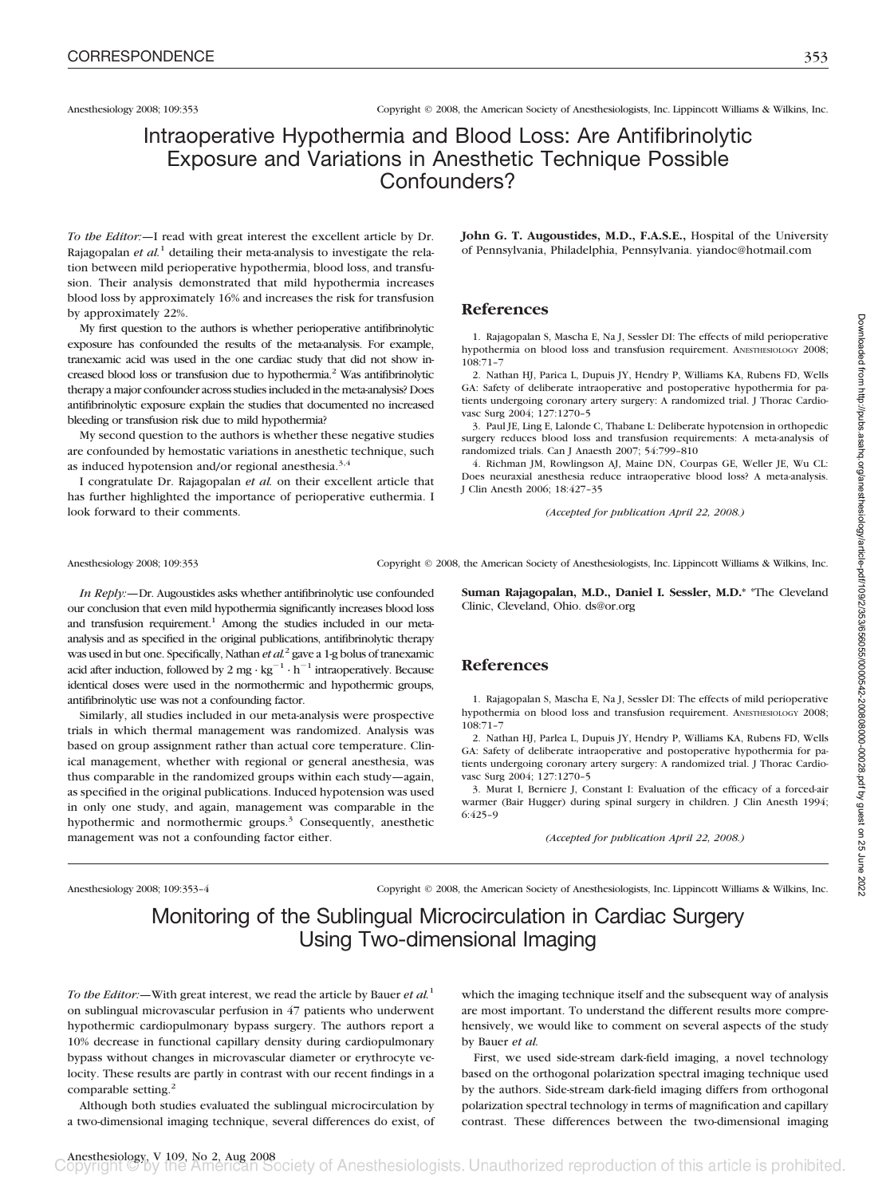# Intraoperative Hypothermia and Blood Loss: Are Antifibrinolytic Exposure and Variations in Anesthetic Technique Possible Confounders?

*To the Editor:*—I read with great interest the excellent article by Dr. Rajagopalan *et al.*[1] detailing their meta-analysis to investigate the relation between mild perioperative hypothermia, blood loss, and transfusion. Their analysis demonstrated that mild hypothermia increases blood loss by approximately 16% and increases the risk for transfusion by approximately 22%.

My first question to the authors is whether perioperative antifibrinolytic exposure has confounded the results of the meta-analysis. For example, tranexamic acid was used in the one cardiac study that did not show increased blood loss or transfusion due to hypothermia.[2] Was antifibrinolytic therapy a major confounder across studies included in the meta-analysis? Does antifibrinolytic exposure explain the studies that documented no increased bleeding or transfusion risk due to mild hypothermia?

My second question to the authors is whether these negative studies are confounded by hemostatic variations in anesthetic technique, such as induced hypotension and/or regional anesthesia.[3,4]

I congratulate Dr. Rajagopalan *et al.* on their excellent article that has further highlighted the importance of perioperative euthermia. I look forward to their comments.

**John G. T. Augoustides, M.D., F.A.S.E.,** Hospital of the University of Pennsylvania, Philadelphia, Pennsylvania. yiandoc@hotmail.com

## References

1. Rajagopalan S, Mascha E, Na J, Sessler DI: The effects of mild perioperative hypothermia on blood loss and transfusion requirement. ANESTHESIOLOGY 2008; 108:71–7
2. Nathan HJ, Parica L, Dupuis JY, Hendry P, Williams KA, Rubens FD, Wells GA: Safety of deliberate intraoperative and postoperative hypothermia for patients undergoing coronary artery surgery: A randomized trial. J Thorac Cardiovasc Surg 2004; 127:1270–5
3. Paul JE, Ling E, Lalonde C, Thabane L: Deliberate hypotension in orthopedic surgery reduces blood loss and transfusion requirements: A meta-analysis of randomized trials. Can J Anaesth 2007; 54:799–810
4. Richman JM, Rowlingson AJ, Maine DN, Courpas GE, Weller JE, Wu CL: Does neuraxial anesthesia reduce intraoperative blood loss? A meta-analysis. J Clin Anesth 2006; 18:427–35

*(Accepted for publication April 22, 2008.)*

*In Reply:*—Dr. Augoustides asks whether antifibrinolytic use confounded our conclusion that even mild hypothermia significantly increases blood loss and transfusion requirement.[1] Among the studies included in our meta-analysis and as specified in the original publications, antifibrinolytic therapy was used in but one. Specifically, Nathan *et al.*[2] gave a 1-g bolus of tranexamic acid after induction, followed by 2 mg · kg$^{-1}$ · h$^{-1}$ intraoperatively. Because identical doses were used in the normothermic and hypothermic groups, antifibrinolytic use was not a confounding factor.

Similarly, all studies included in our meta-analysis were prospective trials in which thermal management was randomized. Analysis was based on group assignment rather than actual core temperature. Clinical management, whether with regional or general anesthesia, was thus comparable in the randomized groups within each study—again, as specified in the original publications. Induced hypotension was used in only one study, and again, management was comparable in the hypothermic and normothermic groups.[3] Consequently, anesthetic management was not a confounding factor either.

**Suman Rajagopalan, M.D., Daniel I. Sessler, M.D.*** *The Cleveland Clinic, Cleveland, Ohio. ds@or.org

## References

1. Rajagopalan S, Mascha E, Na J, Sessler DI: The effects of mild perioperative hypothermia on blood loss and transfusion requirement. ANESTHESIOLOGY 2008; 108:71–7
2. Nathan HJ, Parlea L, Dupuis JY, Hendry P, Williams KA, Rubens FD, Wells GA: Safety of deliberate intraoperative and postoperative hypothermia for patients undergoing coronary artery surgery: A randomized trial. J Thorac Cardiovasc Surg 2004; 127:1270–5
3. Murat I, Berniere J, Constant I: Evaluation of the efficacy of a forced-air warmer (Bair Hugger) during spinal surgery in children. J Clin Anesth 1994; 6:425–9

*(Accepted for publication April 22, 2008.)*

# Monitoring of the Sublingual Microcirculation in Cardiac Surgery Using Two-dimensional Imaging

*To the Editor:*—With great interest, we read the article by Bauer *et al.*[1] on sublingual microvascular perfusion in 47 patients who underwent hypothermic cardiopulmonary bypass surgery. The authors report a 10% decrease in functional capillary density during cardiopulmonary bypass without changes in microvascular diameter or erythrocyte velocity. These results are partly in contrast with our recent findings in a comparable setting.[2]

Although both studies evaluated the sublingual microcirculation by a two-dimensional imaging technique, several differences do exist, of which the imaging technique itself and the subsequent way of analysis are most important. To understand the different results more comprehensively, we would like to comment on several aspects of the study by Bauer *et al.*

First, we used side-stream dark-field imaging, a novel technology based on the orthogonal polarization spectral imaging technique used by the authors. Side-stream dark-field imaging differs from orthogonal polarization spectral technology in terms of magnification and capillary contrast. These differences between the two-dimensional imaging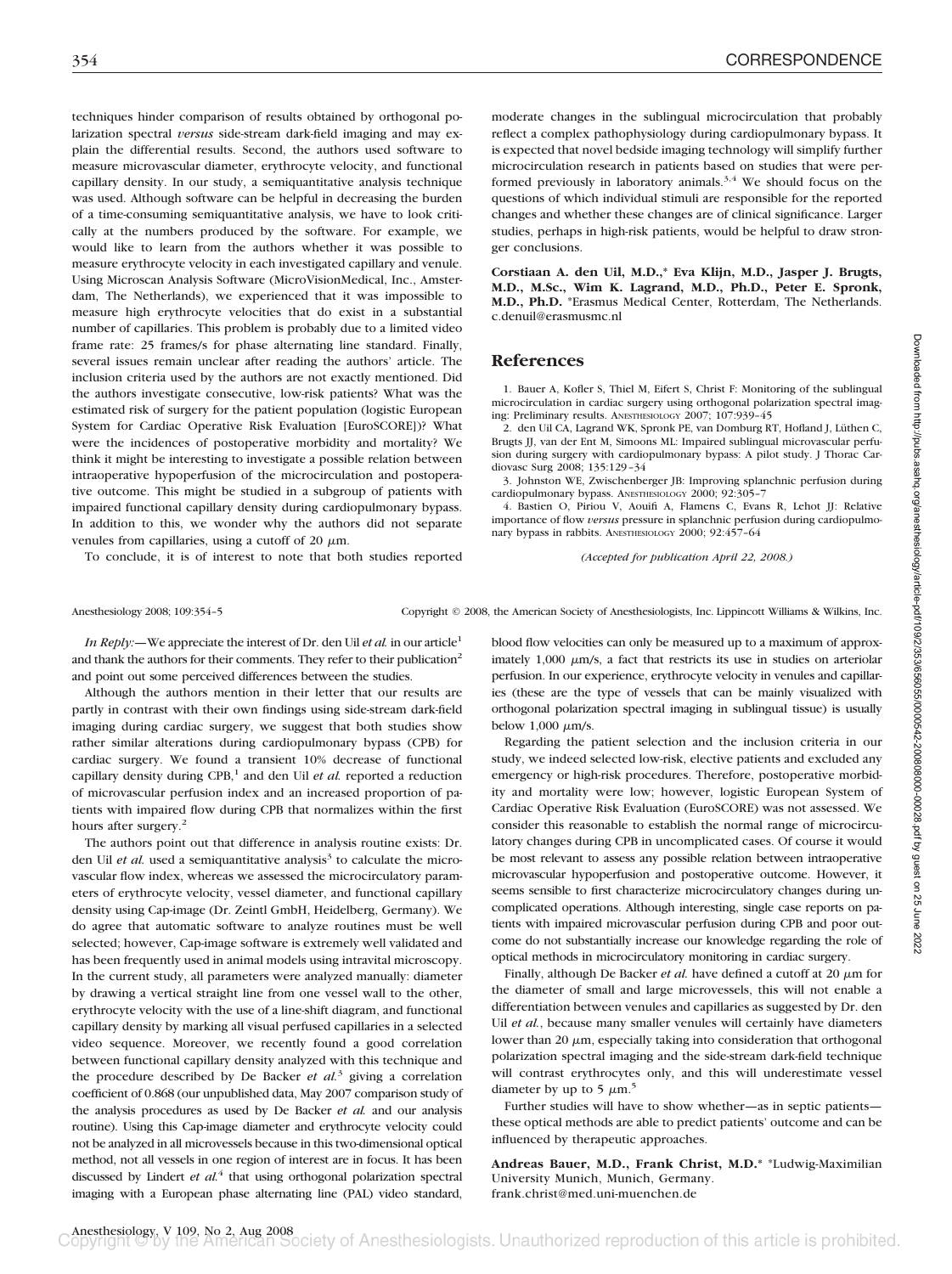techniques hinder comparison of results obtained by orthogonal polarization spectral *versus* side-stream dark-field imaging and may explain the differential results. Second, the authors used software to measure microvascular diameter, erythrocyte velocity, and functional capillary density. In our study, a semiquantitative analysis technique was used. Although software can be helpful in decreasing the burden of a time-consuming semiquantitative analysis, we have to look critically at the numbers produced by the software. For example, we would like to learn from the authors whether it was possible to measure erythrocyte velocity in each investigated capillary and venule. Using Microscan Analysis Software (MicroVisionMedical, Inc., Amsterdam, The Netherlands), we experienced that it was impossible to measure high erythrocyte velocities that do exist in a substantial number of capillaries. This problem is probably due to a limited video frame rate: 25 frames/s for phase alternating line standard. Finally, several issues remain unclear after reading the authors' article. The inclusion criteria used by the authors are not exactly mentioned. Did the authors investigate consecutive, low-risk patients? What was the estimated risk of surgery for the patient population (logistic European System for Cardiac Operative Risk Evaluation [EuroSCORE])? What were the incidences of postoperative morbidity and mortality? We think it might be interesting to investigate a possible relation between intraoperative hypoperfusion of the microcirculation and postoperative outcome. This might be studied in a subgroup of patients with impaired functional capillary density during cardiopulmonary bypass. In addition to this, we wonder why the authors did not separate venules from capillaries, using a cutoff of 20 $\mu$m.

To conclude, it is of interest to note that both studies reported moderate changes in the sublingual microcirculation that probably reflect a complex pathophysiology during cardiopulmonary bypass. It is expected that novel bedside imaging technology will simplify further microcirculation research in patients based on studies that were performed previously in laboratory animals.[3,4] We should focus on the questions of which individual stimuli are responsible for the reported changes and whether these changes are of clinical significance. Larger studies, perhaps in high-risk patients, would be helpful to draw stronger conclusions.

**Corstiaan A. den Uil, M.D.,\* Eva Klijn, M.D., Jasper J. Brugts, M.D., M.Sc., Wim K. Lagrand, M.D., Ph.D., Peter E. Spronk, M.D., Ph.D.** \*Erasmus Medical Center, Rotterdam, The Netherlands. c.denuil@erasmusmc.nl

## References

1. Bauer A, Kofler S, Thiel M, Eifert S, Christ F: Monitoring of the sublingual microcirculation in cardiac surgery using orthogonal polarization spectral imaging: Preliminary results. ANESTHESIOLOGY 2007; 107:939–45
2. den Uil CA, Lagrand WK, Spronk PE, van Domburg RT, Hofland J, Lüthen C, Brugts JJ, van der Ent M, Simoons ML: Impaired sublingual microvascular perfusion during surgery with cardiopulmonary bypass: A pilot study. J Thorac Cardiovasc Surg 2008; 135:129–34
3. Johnston WE, Zwischenberger JB: Improving splanchnic perfusion during cardiopulmonary bypass. ANESTHESIOLOGY 2000; 92:305–7
4. Bastien O, Piriou V, Aouifi A, Flamens C, Evans R, Lehot JJ: Relative importance of flow *versus* pressure in splanchnic perfusion during cardiopulmonary bypass in rabbits. ANESTHESIOLOGY 2000; 92:457–64

*(Accepted for publication April 22, 2008.)*

---

*In Reply:*—We appreciate the interest of Dr. den Uil *et al.* in our article[1] and thank the authors for their comments. They refer to their publication[2] and point out some perceived differences between the studies.

Although the authors mention in their letter that our results are partly in contrast with their own findings using side-stream dark-field imaging during cardiac surgery, we suggest that both studies show rather similar alterations during cardiopulmonary bypass (CPB) for cardiac surgery. We found a transient 10% decrease of functional capillary density during CPB,[1] and den Uil *et al.* reported a reduction of microvascular perfusion index and an increased proportion of patients with impaired flow during CPB that normalizes within the first hours after surgery.[2]

The authors point out that difference in analysis routine exists: Dr. den Uil *et al.* used a semiquantitative analysis[3] to calculate the microvascular flow index, whereas we assessed the microcirculatory parameters of erythrocyte velocity, vessel diameter, and functional capillary density using Cap-image (Dr. Zeintl GmbH, Heidelberg, Germany). We do agree that automatic software to analyze routines must be well selected; however, Cap-image software is extremely well validated and has been frequently used in animal models using intravital microscopy. In the current study, all parameters were analyzed manually: diameter by drawing a vertical straight line from one vessel wall to the other, erythrocyte velocity with the use of a line-shift diagram, and functional capillary density by marking all visual perfused capillaries in a selected video sequence. Moreover, we recently found a good correlation between functional capillary density analyzed with this technique and the procedure described by De Backer *et al.*[3] giving a correlation coefficient of 0.868 (our unpublished data, May 2007 comparison study of the analysis procedures as used by De Backer *et al.* and our analysis routine). Using this Cap-image diameter and erythrocyte velocity could not be analyzed in all microvessels because in this two-dimensional optical method, not all vessels in one region of interest are in focus. It has been discussed by Lindert *et al.*[4] that using orthogonal polarization spectral imaging with a European phase alternating line (PAL) video standard, blood flow velocities can only be measured up to a maximum of approximately 1,000 $\mu$m/s, a fact that restricts its use in studies on arteriolar perfusion. In our experience, erythrocyte velocity in venules and capillaries (these are the type of vessels that can be mainly visualized with orthogonal polarization spectral imaging in sublingual tissue) is usually below 1,000 $\mu$m/s.

Regarding the patient selection and the inclusion criteria in our study, we indeed selected low-risk, elective patients and excluded any emergency or high-risk procedures. Therefore, postoperative morbidity and mortality were low; however, logistic European System of Cardiac Operative Risk Evaluation (EuroSCORE) was not assessed. We consider this reasonable to establish the normal range of microcirculatory changes during CPB in uncomplicated cases. Of course it would be most relevant to assess any possible relation between intraoperative microvascular hypoperfusion and postoperative outcome. However, it seems sensible to first characterize microcirculatory changes during uncomplicated operations. Although interesting, single case reports on patients with impaired microvascular perfusion during CPB and poor outcome do not substantially increase our knowledge regarding the role of optical methods in microcirculatory monitoring in cardiac surgery.

Finally, although De Backer *et al.* have defined a cutoff at 20 $\mu$m for the diameter of small and large microvessels, this will not enable a differentiation between venules and capillaries as suggested by Dr. den Uil *et al.*, because many smaller venules will certainly have diameters lower than 20 $\mu$m, especially taking into consideration that orthogonal polarization spectral imaging and the side-stream dark-field technique will contrast erythrocytes only, and this will underestimate vessel diameter by up to 5 $\mu$m.[5]

Further studies will have to show whether—as in septic patients—these optical methods are able to predict patients' outcome and can be influenced by therapeutic approaches.

**Andreas Bauer, M.D., Frank Christ, M.D.\*** \*Ludwig-Maximilian University Munich, Munich, Germany. frank.christ@med.uni-muenchen.de